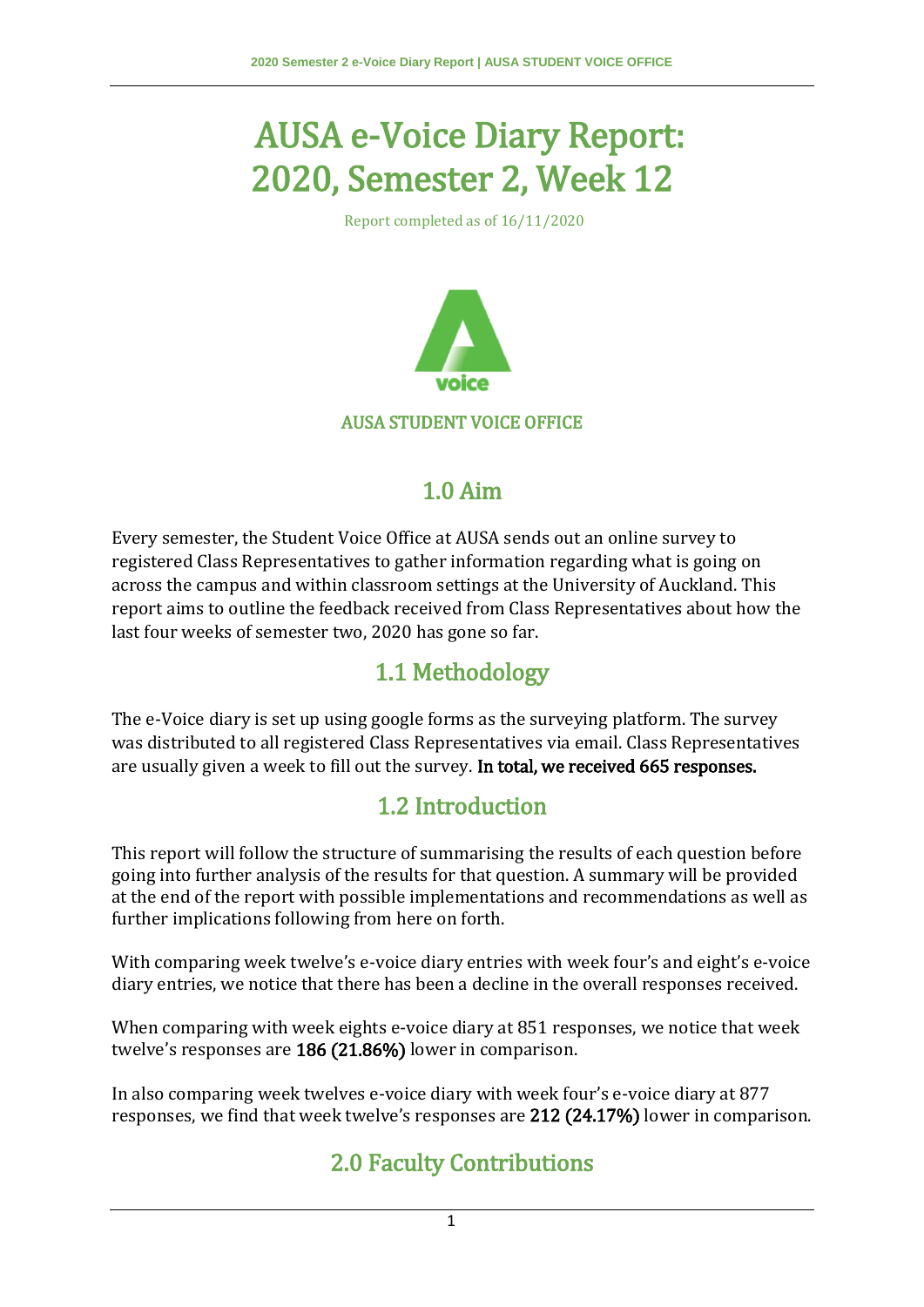# AUSA e-Voice Diary Report: 2020, Semester 2, Week 12

Report completed as of 16/11/2020

AUSA STUDENT VOICE OFFICE

## 1.0 Aim

Every semester, the Student Voice Office at AUSA sends out an online survey to registered Class Representatives to gather information regarding what is going on across the campus and within classroom settings at the University of Auckland. This report aims to outline the feedback received from Class Representatives about how the last four weeks of semester two, 2020 has gone so far.

## 1.1 Methodology

The e-Voice diary is set up using google forms as the surveying platform. The survey was distributed to all registered Class Representatives via email. Class Representatives are usually given a week to fill out the survey. **In total, we received 665 responses.**

## 1.2 Introduction

This report will follow the structure of summarising the results of each question before going into further analysis of the results for that question. A summary will be provided at the end of the report with possible implementations and recommendations as well as further implications following from here on forth.

With comparing week twelve's e-voice diary entries with week four's and eight's e-voice diary entries, we notice that there has been a decline in the overall responses received.

When comparing with week eights e-voice diary at 851 responses, we notice that week twelve's responses are **186 (21.86%)** lower in comparison.

In also comparing week twelves e-voice diary with week four's e-voice diary at 877 responses, we find that week twelve's responses are **212 (24.17%)** lower in comparison.

## 2.0 Faculty Contributions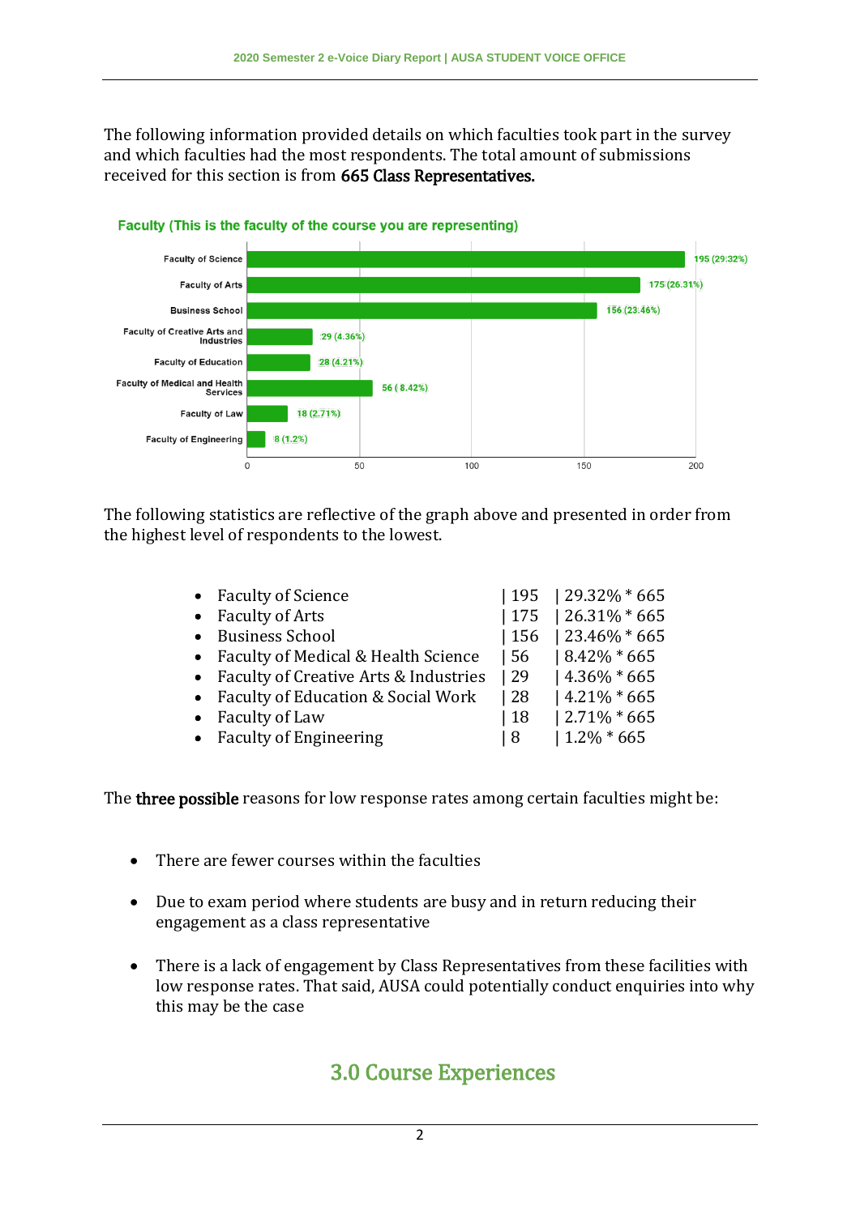The following information provided details on which faculties took part in the survey and which faculties had the most respondents. The total amount of submissions received for this section is from **665 Class Representatives.**

Faculty (This is the faculty of the course you are representing)

| Faculty | Count |
|---|---|
| Faculty of Science | 195 (29.32%) |
| Faculty of Arts | 175 (26.31%) |
| Business School | 156 (23.46%) |
| Faculty of Creative Arts and Industries | 29 (4.36%) |
| Faculty of Education | 28 (4.21%) |
| Faculty of Medical and Health Services | 56 ( 8.42%) |
| Faculty of Law | 18 (2.71%) |
| Faculty of Engineering | 8 (1.2%) |

The following statistics are reflective of the graph above and presented in order from the highest level of respondents to the lowest.

- Faculty of Science | 195 | 29.32% * 665
- Faculty of Arts | 175 | 26.31% * 665
- Business School | 156 | 23.46% * 665
- Faculty of Medical & Health Science | 56 | 8.42% * 665
- Faculty of Creative Arts & Industries | 29 | 4.36% * 665
- Faculty of Education & Social Work | 28 | 4.21% * 665
- Faculty of Law | 18 | 2.71% * 665
- Faculty of Engineering | 8 | 1.2% * 665

The **three possible** reasons for low response rates among certain faculties might be:

- There are fewer courses within the faculties
- Due to exam period where students are busy and in return reducing their engagement as a class representative
- There is a lack of engagement by Class Representatives from these facilities with low response rates. That said, AUSA could potentially conduct enquiries into why this may be the case

## 3.0 Course Experiences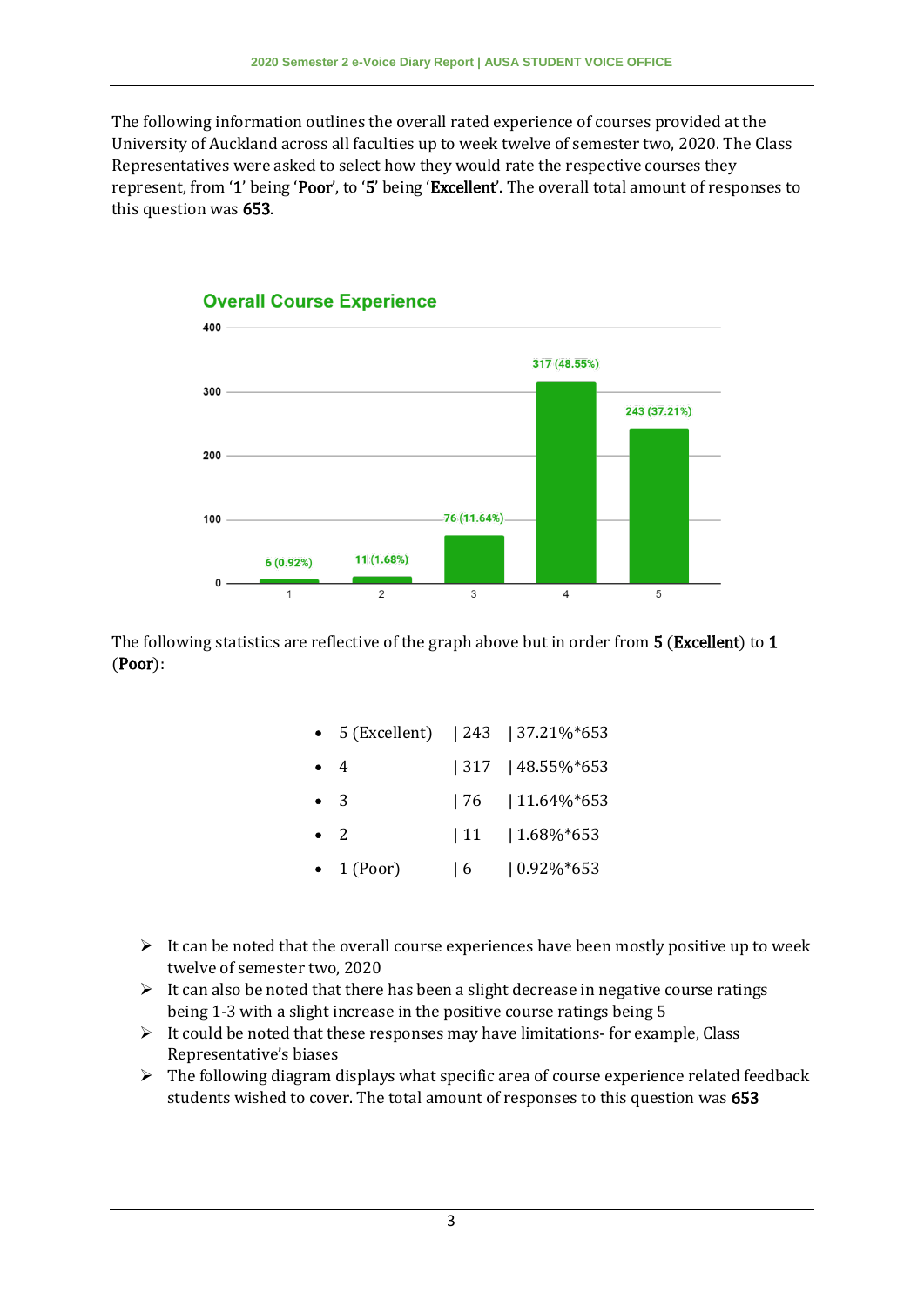The following information outlines the overall rated experience of courses provided at the University of Auckland across all faculties up to week twelve of semester two, 2020. The Class Representatives were asked to select how they would rate the respective courses they represent, from '**1**' being '**Poor**', to '**5**' being '**Excellent**'. The overall total amount of responses to this question was **653**.

**Overall Course Experience**

The following statistics are reflective of the graph above but in order from **5** (**Excellent**) to **1** (**Poor**):

- 5 (Excellent) | 243 | 37.21%*653
- 4 | 317 | 48.55%*653
- 3 | 76 | 11.64%*653
- 2 | 11 | 1.68%*653
- 1 (Poor) | 6 | 0.92%*653

- It can be noted that the overall course experiences have been mostly positive up to week twelve of semester two, 2020
- It can also be noted that there has been a slight decrease in negative course ratings being 1-3 with a slight increase in the positive course ratings being 5
- It could be noted that these responses may have limitations- for example, Class Representative's biases
- The following diagram displays what specific area of course experience related feedback students wished to cover. The total amount of responses to this question was **653**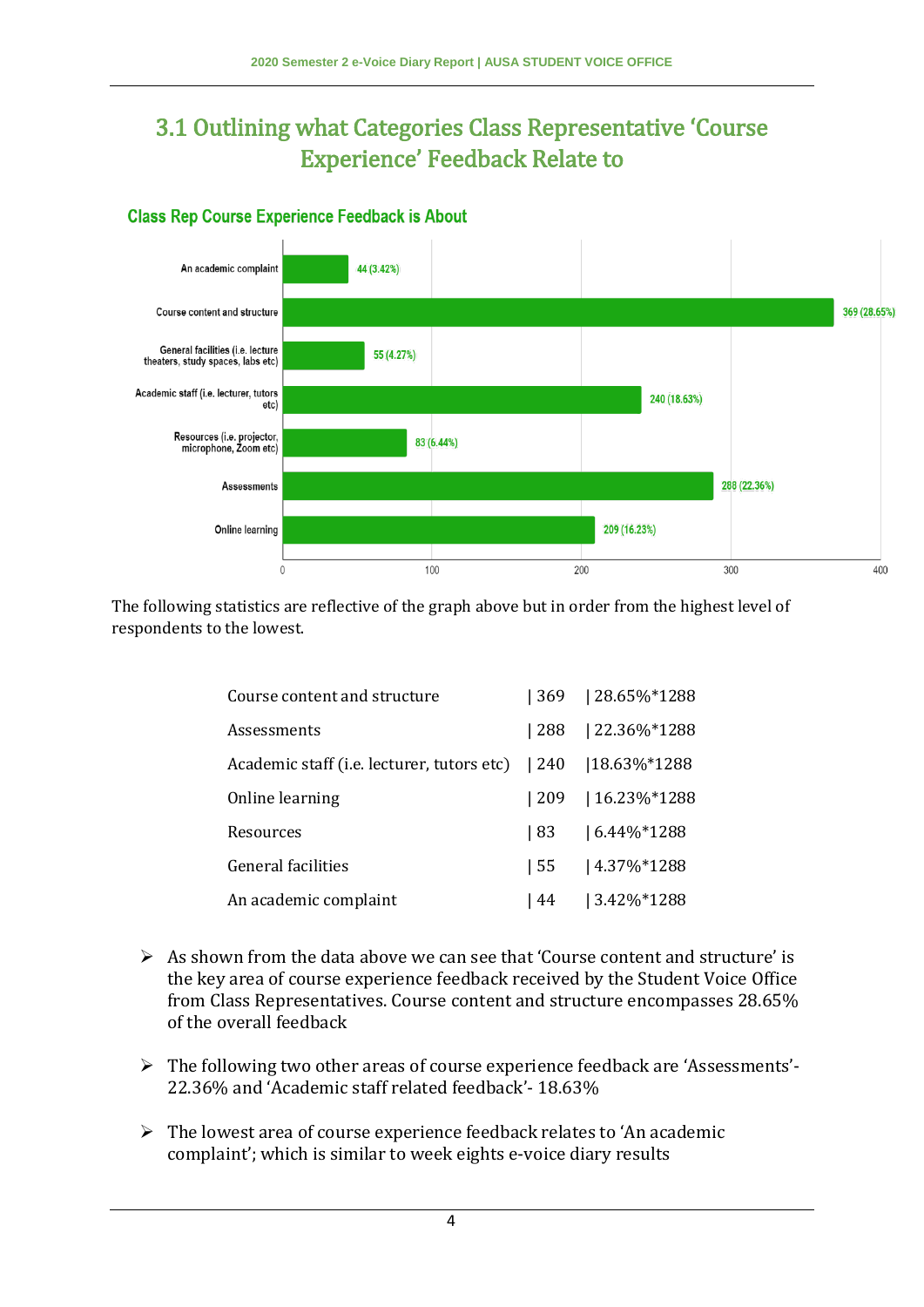## 3.1 Outlining what Categories Class Representative 'Course Experience' Feedback Relate to

**Class Rep Course Experience Feedback is About**

| Category | Count (%) |
|---|---|
| An academic complaint | 44 (3.42%) |
| Course content and structure | 369 (28.65%) |
| General facilities (i.e. lecture theaters, study spaces, labs etc) | 55 (4.27%) |
| Academic staff (i.e. lecturer, tutors etc) | 240 (18.63%) |
| Resources (i.e. projector, microphone, Zoom etc) | 83 (6.44%) |
| Assessments | 288 (22.36%) |
| Online learning | 209 (16.23%) |

The following statistics are reflective of the graph above but in order from the highest level of respondents to the lowest.

| Category | Count | Percentage |
|---|---|---|
| Course content and structure | 369 | 28.65%*1288 |
| Assessments | 288 | 22.36%*1288 |
| Academic staff (i.e. lecturer, tutors etc) | 240 | 18.63%*1288 |
| Online learning | 209 | 16.23%*1288 |
| Resources | 83 | 6.44%*1288 |
| General facilities | 55 | 4.37%*1288 |
| An academic complaint | 44 | 3.42%*1288 |

- As shown from the data above we can see that 'Course content and structure' is the key area of course experience feedback received by the Student Voice Office from Class Representatives. Course content and structure encompasses 28.65% of the overall feedback
- The following two other areas of course experience feedback are 'Assessments'- 22.36% and 'Academic staff related feedback'- 18.63%
- The lowest area of course experience feedback relates to 'An academic complaint'; which is similar to week eights e-voice diary results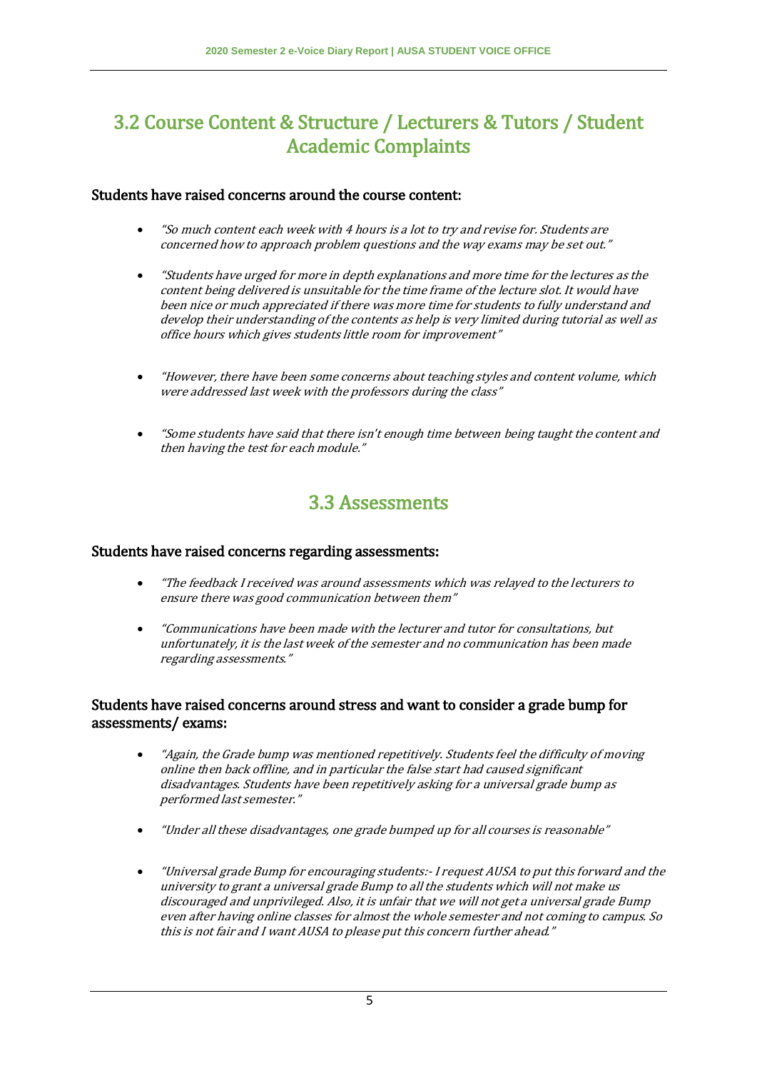## 3.2 Course Content & Structure / Lecturers & Tutors / Student Academic Complaints

Students have raised concerns around the course content:

- *"So much content each week with 4 hours is a lot to try and revise for. Students are concerned how to approach problem questions and the way exams may be set out."*
- *"Students have urged for more in depth explanations and more time for the lectures as the content being delivered is unsuitable for the time frame of the lecture slot. It would have been nice or much appreciated if there was more time for students to fully understand and develop their understanding of the contents as help is very limited during tutorial as well as office hours which gives students little room for improvement"*
- *"However, there have been some concerns about teaching styles and content volume, which were addressed last week with the professors during the class"*
- *"Some students have said that there isn't enough time between being taught the content and then having the test for each module."*

## 3.3 Assessments

Students have raised concerns regarding assessments:

- *"The feedback I received was around assessments which was relayed to the lecturers to ensure there was good communication between them"*
- *"Communications have been made with the lecturer and tutor for consultations, but unfortunately, it is the last week of the semester and no communication has been made regarding assessments."*

Students have raised concerns around stress and want to consider a grade bump for assessments/ exams:

- *"Again, the Grade bump was mentioned repetitively. Students feel the difficulty of moving online then back offline, and in particular the false start had caused significant disadvantages. Students have been repetitively asking for a universal grade bump as performed last semester."*
- *"Under all these disadvantages, one grade bumped up for all courses is reasonable"*
- *"Universal grade Bump for encouraging students:- I request AUSA to put this forward and the university to grant a universal grade Bump to all the students which will not make us discouraged and unprivileged. Also, it is unfair that we will not get a universal grade Bump even after having online classes for almost the whole semester and not coming to campus. So this is not fair and I want AUSA to please put this concern further ahead."*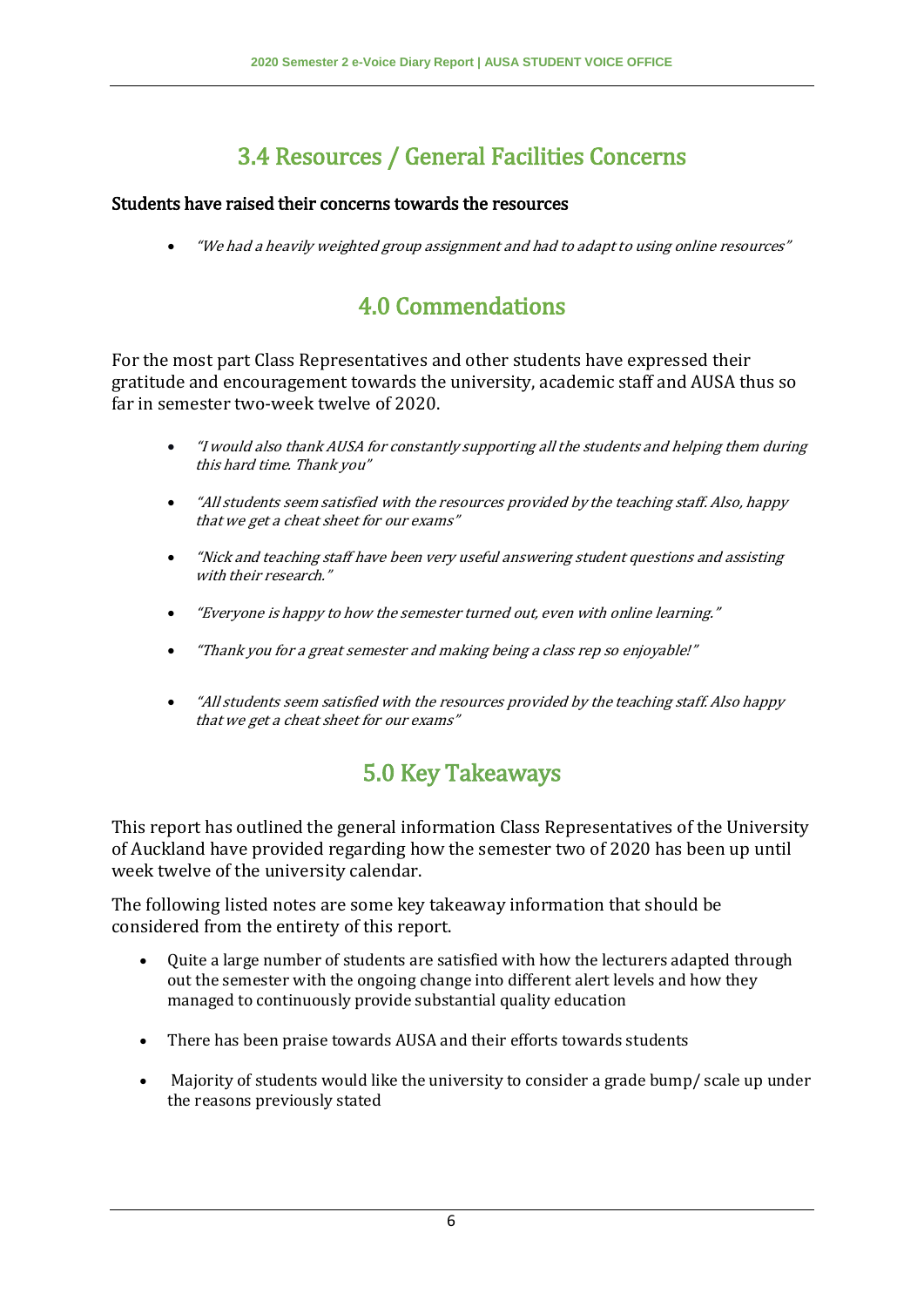## 3.4 Resources / General Facilities Concerns

**Students have raised their concerns towards the resources**

- *"We had a heavily weighted group assignment and had to adapt to using online resources"*

## 4.0 Commendations

For the most part Class Representatives and other students have expressed their gratitude and encouragement towards the university, academic staff and AUSA thus so far in semester two-week twelve of 2020.

- *"I would also thank AUSA for constantly supporting all the students and helping them during this hard time. Thank you"*
- *"All students seem satisfied with the resources provided by the teaching staff. Also, happy that we get a cheat sheet for our exams"*
- *"Nick and teaching staff have been very useful answering student questions and assisting with their research."*
- *"Everyone is happy to how the semester turned out, even with online learning."*
- *"Thank you for a great semester and making being a class rep so enjoyable!"*
- *"All students seem satisfied with the resources provided by the teaching staff. Also happy that we get a cheat sheet for our exams"*

## 5.0 Key Takeaways

This report has outlined the general information Class Representatives of the University of Auckland have provided regarding how the semester two of 2020 has been up until week twelve of the university calendar.

The following listed notes are some key takeaway information that should be considered from the entirety of this report.

- Quite a large number of students are satisfied with how the lecturers adapted through out the semester with the ongoing change into different alert levels and how they managed to continuously provide substantial quality education
- There has been praise towards AUSA and their efforts towards students
- Majority of students would like the university to consider a grade bump/ scale up under the reasons previously stated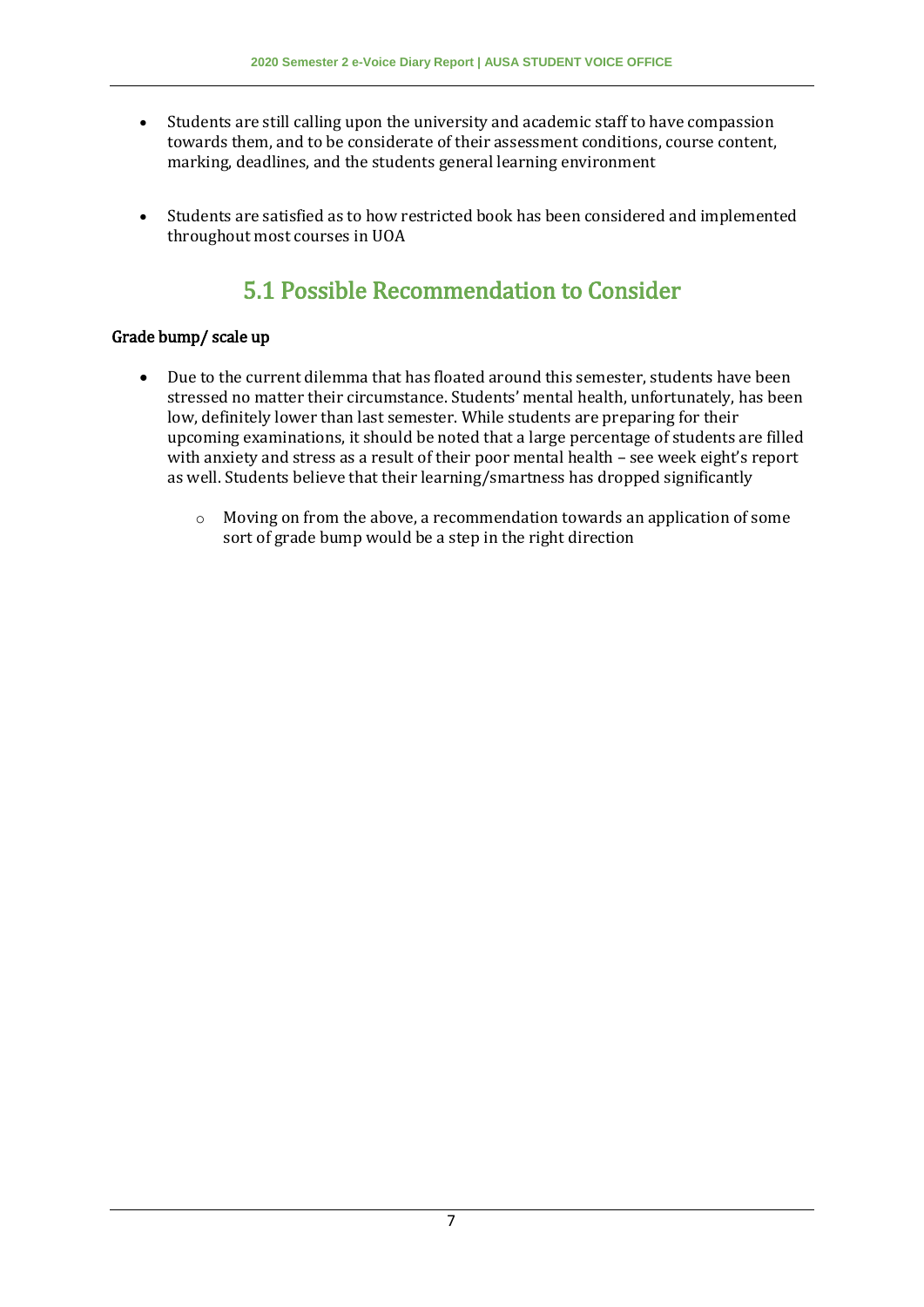- Students are still calling upon the university and academic staff to have compassion towards them, and to be considerate of their assessment conditions, course content, marking, deadlines, and the students general learning environment

- Students are satisfied as to how restricted book has been considered and implemented throughout most courses in UOA

## 5.1 Possible Recommendation to Consider

### Grade bump/ scale up

- Due to the current dilemma that has floated around this semester, students have been stressed no matter their circumstance. Students' mental health, unfortunately, has been low, definitely lower than last semester. While students are preparing for their upcoming examinations, it should be noted that a large percentage of students are filled with anxiety and stress as a result of their poor mental health – see week eight's report as well. Students believe that their learning/smartness has dropped significantly
    - Moving on from the above, a recommendation towards an application of some sort of grade bump would be a step in the right direction